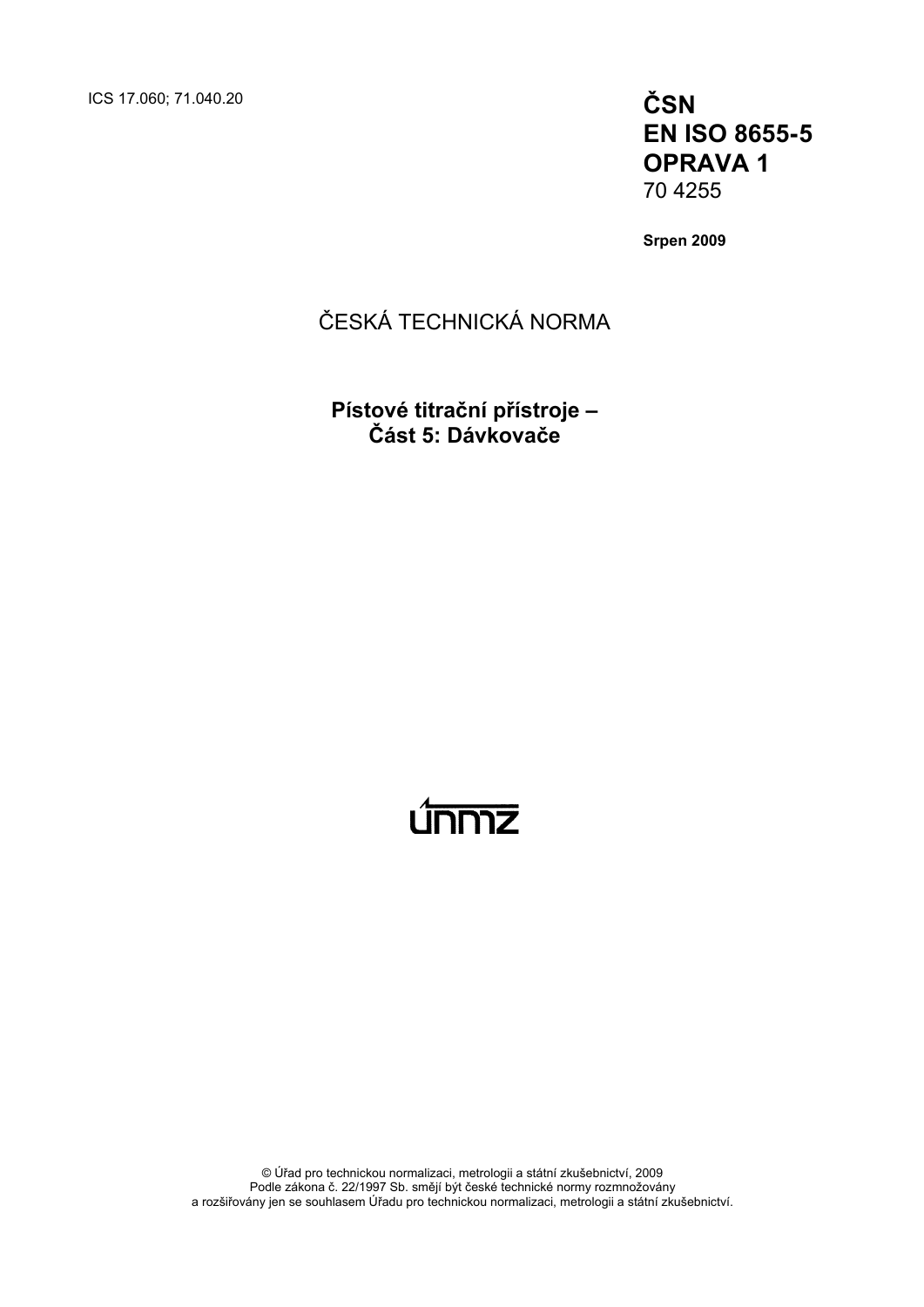ICS 17.060; 71.040.20

**ČSN**
**EN ISO 8655-5**
**OPRAVA 1**
70 4255

**Srpen 2009**

ČESKÁ TECHNICKÁ NORMA

**Pístové titrační přístroje –**
**Část 5: Dávkovače**

únmz

© Úřad pro technickou normalizaci, metrologii a státní zkušebnictví, 2009
Podle zákona č. 22/1997 Sb. smějí být české technické normy rozmnožovány
a rozšiřovány jen se souhlasem Úřadu pro technickou normalizaci, metrologii a státní zkušebnictví.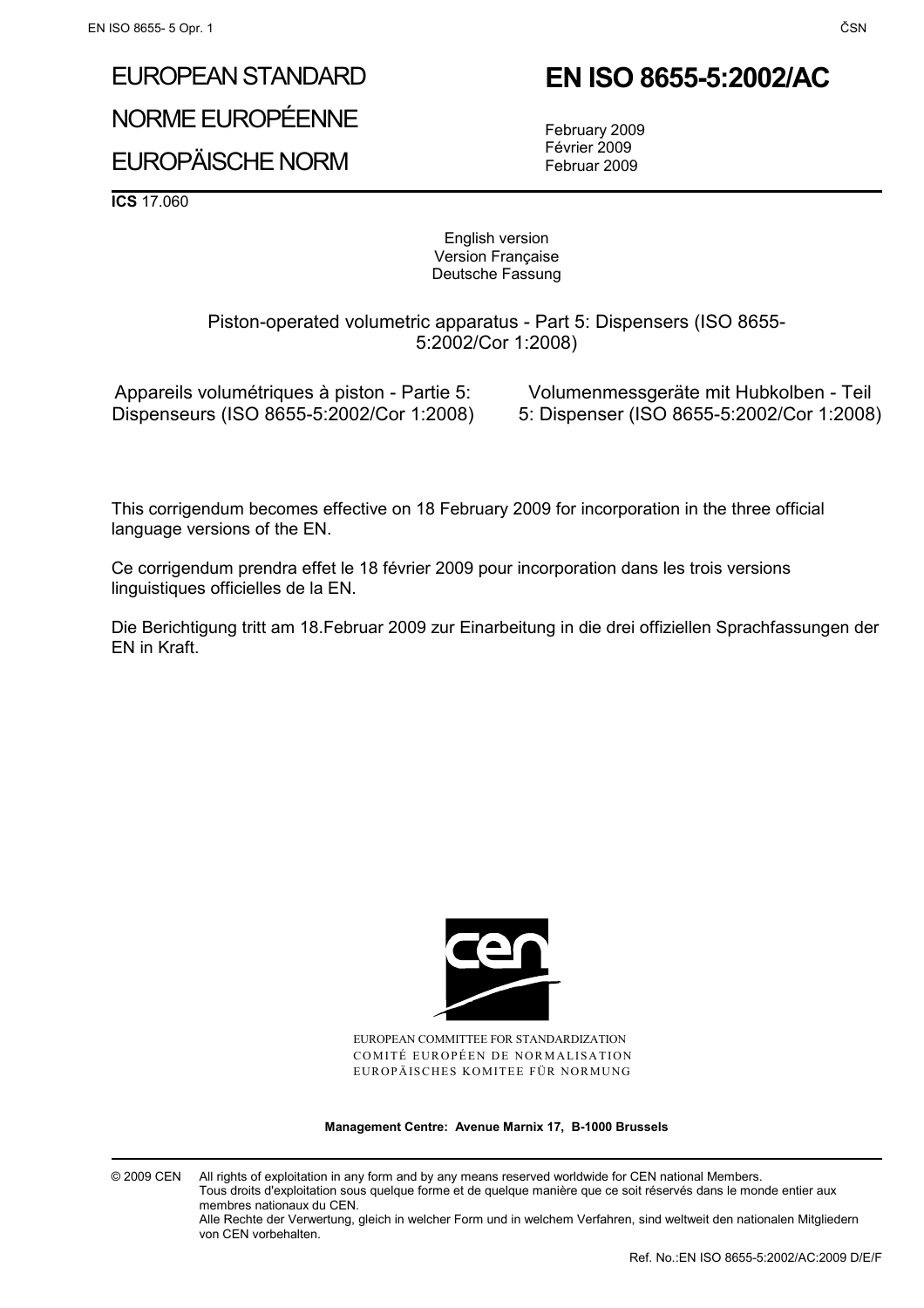# EUROPEAN STANDARD

# NORME EUROPÉENNE

# EUROPÄISCHE NORM

# EN ISO 8655-5:2002/AC

February 2009
Février 2009
Februar 2009

**ICS** 17.060

English version
Version Française
Deutsche Fassung

Piston-operated volumetric apparatus - Part 5: Dispensers (ISO 8655-5:2002/Cor 1:2008)

Appareils volumétriques à piston - Partie 5: Dispenseurs (ISO 8655-5:2002/Cor 1:2008)

Volumenmessgeräte mit Hubkolben - Teil 5: Dispenser (ISO 8655-5:2002/Cor 1:2008)

This corrigendum becomes effective on 18 February 2009 for incorporation in the three official language versions of the EN.

Ce corrigendum prendra effet le 18 février 2009 pour incorporation dans les trois versions linguistiques officielles de la EN.

Die Berichtigung tritt am 18.Februar 2009 zur Einarbeitung in die drei offiziellen Sprachfassungen der EN in Kraft.

EUROPEAN COMMITTEE FOR STANDARDIZATION
COMITÉ EUROPÉEN DE NORMALISATION
EUROPÄISCHES KOMITEE FÜR NORMUNG

**Management Centre: Avenue Marnix 17, B-1000 Brussels**

© 2009 CEN All rights of exploitation in any form and by any means reserved worldwide for CEN national Members.
Tous droits d'exploitation sous quelque forme et de quelque manière que ce soit réservés dans le monde entier aux membres nationaux du CEN.
Alle Rechte der Verwertung, gleich in welcher Form und in welchem Verfahren, sind weltweit den nationalen Mitgliedern von CEN vorbehalten.

Ref. No.:EN ISO 8655-5:2002/AC:2009 D/E/F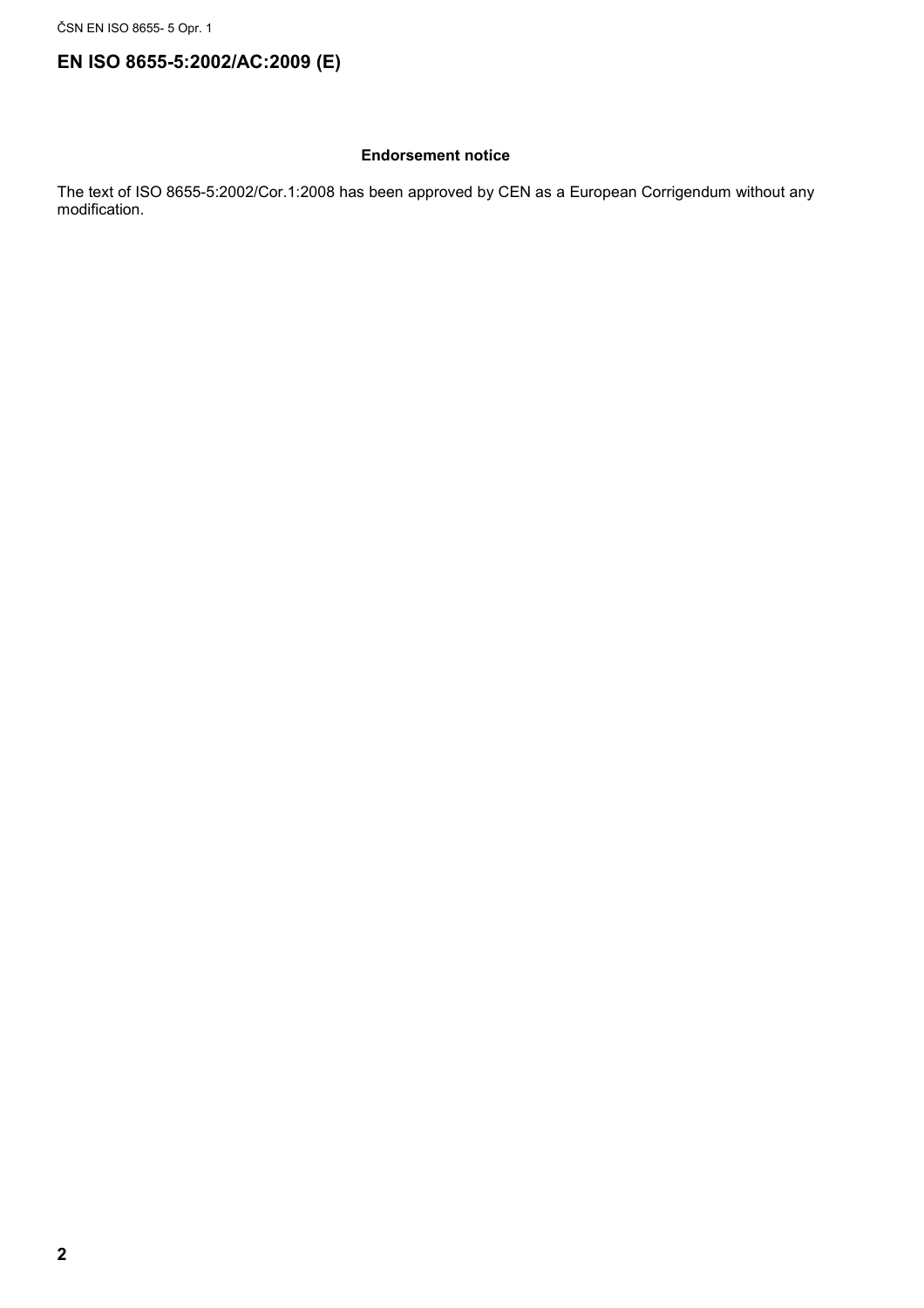# EN ISO 8655-5:2002/AC:2009 (E)

**Endorsement notice**

The text of ISO 8655-5:2002/Cor.1:2008 has been approved by CEN as a European Corrigendum without any modification.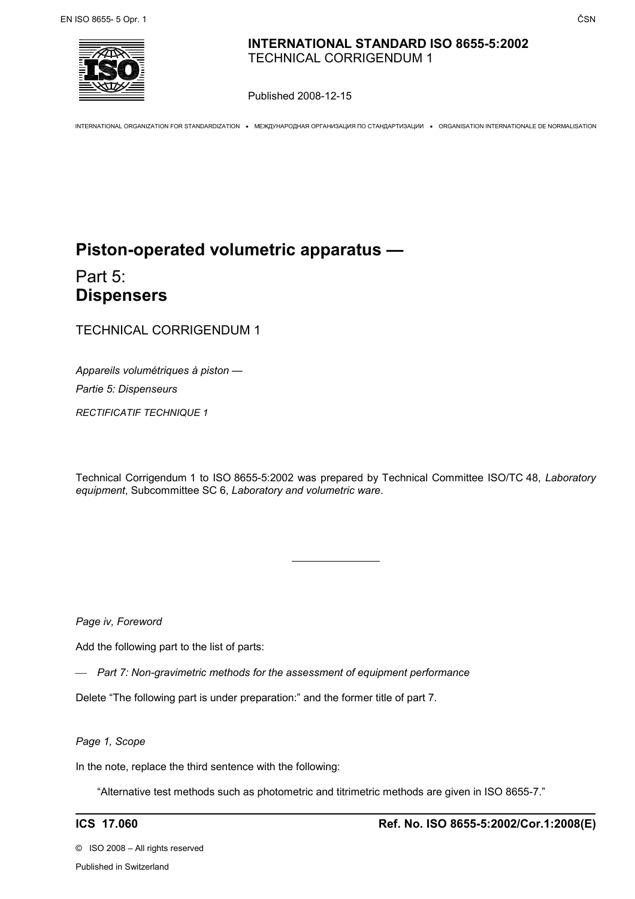**INTERNATIONAL STANDARD ISO 8655-5:2002**
TECHNICAL CORRIGENDUM 1

Published 2008-12-15

INTERNATIONAL ORGANIZATION FOR STANDARDIZATION • МЕЖДУНАРОДНАЯ ОРГАНИЗАЦИЯ ПО СТАНДАРТИЗАЦИИ • ORGANISATION INTERNATIONALE DE NORMALISATION

# Piston-operated volumetric apparatus —

## Part 5: **Dispensers**

TECHNICAL CORRIGENDUM 1

*Appareils volumétriques à piston —*

*Partie 5: Dispenseurs*

*RECTIFICATIF TECHNIQUE 1*

Technical Corrigendum 1 to ISO 8655-5:2002 was prepared by Technical Committee ISO/TC 48, *Laboratory equipment*, Subcommittee SC 6, *Laboratory and volumetric ware*.

---

*Page iv, Foreword*

Add the following part to the list of parts:

— *Part 7: Non-gravimetric methods for the assessment of equipment performance*

Delete "The following part is under preparation:" and the former title of part 7.

*Page 1, Scope*

In the note, replace the third sentence with the following:

"Alternative test methods such as photometric and titrimetric methods are given in ISO 8655-7."

**ICS 17.060** **Ref. No. ISO 8655-5:2002/Cor.1:2008(E)**

© ISO 2008 – All rights reserved

Published in Switzerland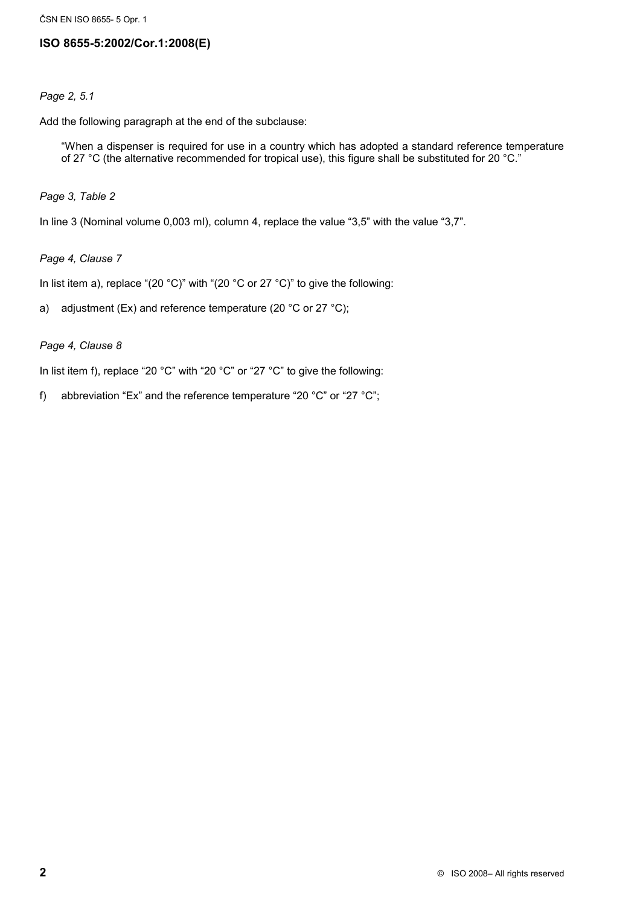## ISO 8655-5:2002/Cor.1:2008(E)

*Page 2, 5.1*

Add the following paragraph at the end of the subclause:

> "When a dispenser is required for use in a country which has adopted a standard reference temperature of 27 °C (the alternative recommended for tropical use), this figure shall be substituted for 20 °C."

*Page 3, Table 2*

In line 3 (Nominal volume 0,003 ml), column 4, replace the value "3,5" with the value "3,7".

*Page 4, Clause 7*

In list item a), replace "(20 °C)" with "(20 °C or 27 °C)" to give the following:

a) adjustment (Ex) and reference temperature (20 °C or 27 °C);

*Page 4, Clause 8*

In list item f), replace "20 °C" with "20 °C" or "27 °C" to give the following:

f) abbreviation "Ex" and the reference temperature "20 °C" or "27 °C";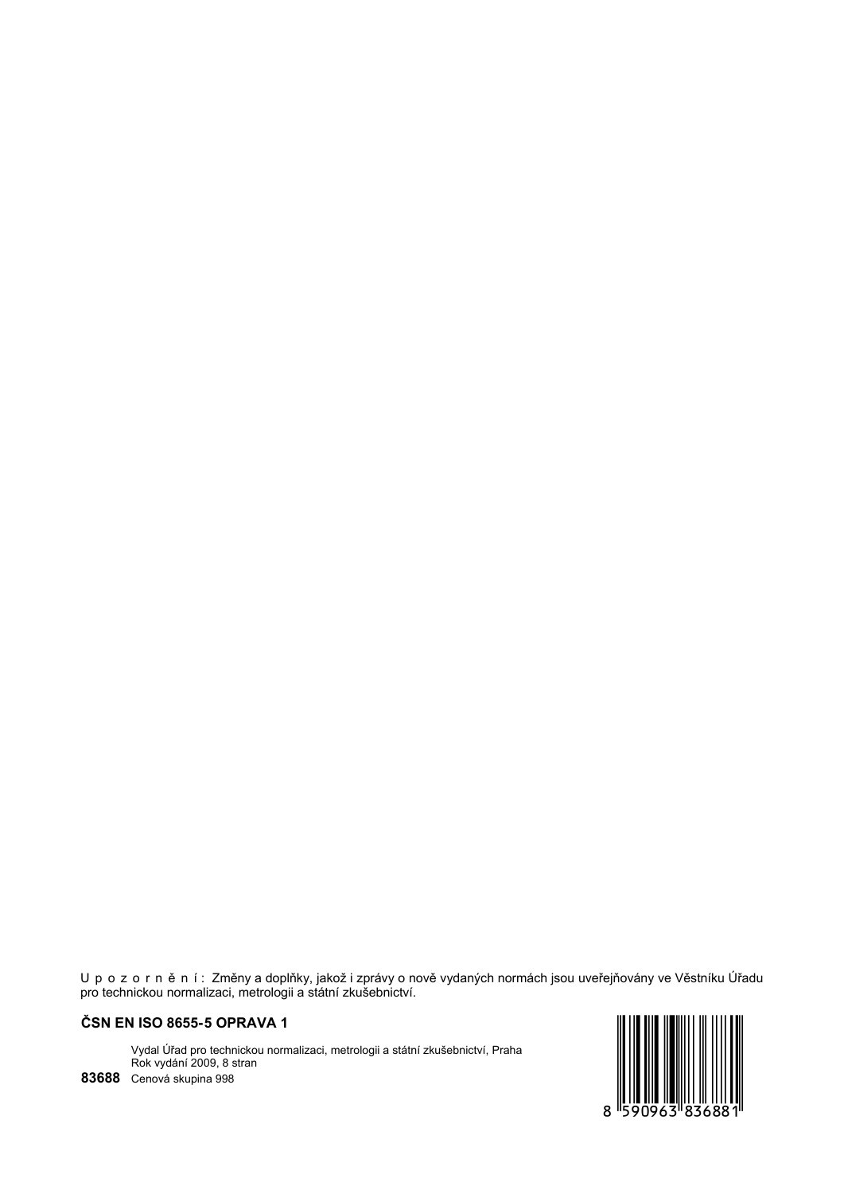U p o z o r n ě n í : Změny a doplňky, jakož i zprávy o nově vydaných normách jsou uveřejňovány ve Věstníku Úřadu pro technickou normalizaci, metrologii a státní zkušebnictví.

**ČSN EN ISO 8655-5 OPRAVA 1**

Vydal Úřad pro technickou normalizaci, metrologii a státní zkušebnictví, Praha
Rok vydání 2009, 8 stran

**83688** Cenová skupina 998

8 590963 836881